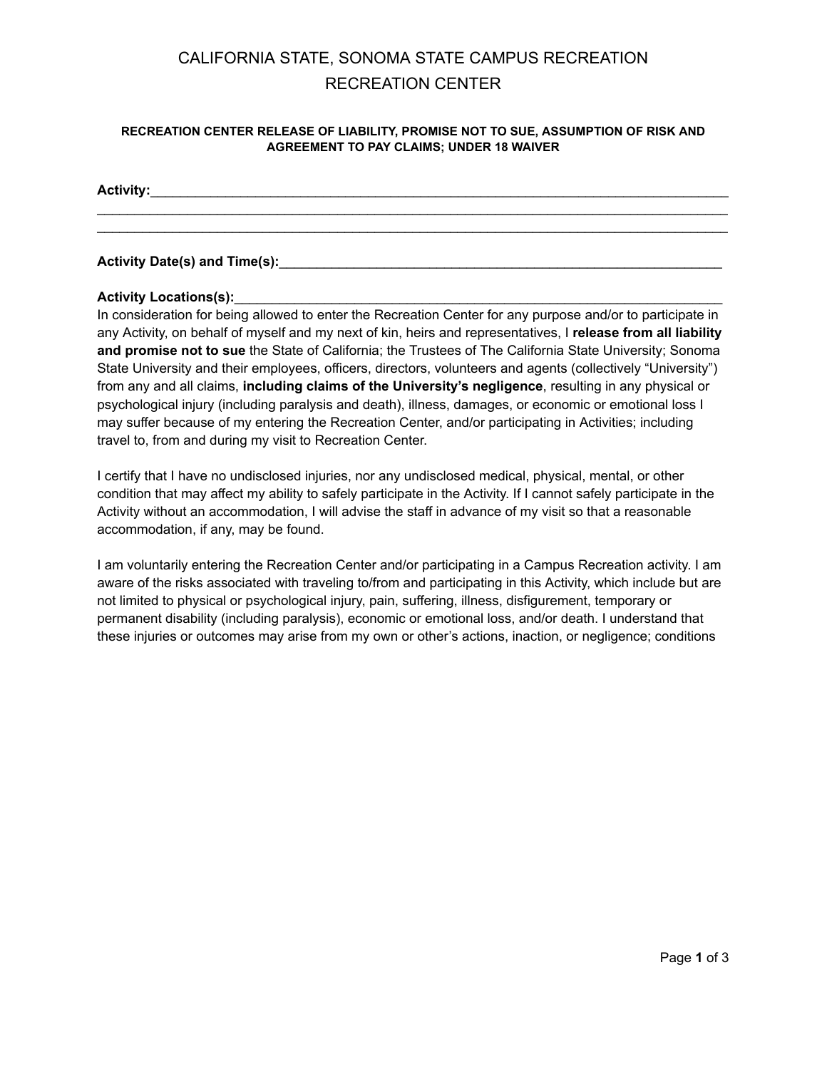# CALIFORNIA STATE, SONOMA STATE CAMPUS RECREATION
## RECREATION CENTER

**RECREATION CENTER RELEASE OF LIABILITY, PROMISE NOT TO SUE, ASSUMPTION OF RISK AND AGREEMENT TO PAY CLAIMS; UNDER 18 WAIVER**

**Activity:**_______________________________________________________________________________
_____________________________________________________________________________________________
_____________________________________________________________________________________________

**Activity Date(s) and Time(s):**______________________________________________________________

**Activity Locations(s):**____________________________________________________________________

In consideration for being allowed to enter the Recreation Center for any purpose and/or to participate in any Activity, on behalf of myself and my next of kin, heirs and representatives, I **release from all liability and promise not to sue** the State of California; the Trustees of The California State University; Sonoma State University and their employees, officers, directors, volunteers and agents (collectively "University") from any and all claims, **including claims of the University's negligence**, resulting in any physical or psychological injury (including paralysis and death), illness, damages, or economic or emotional loss I may suffer because of my entering the Recreation Center, and/or participating in Activities; including travel to, from and during my visit to Recreation Center.

I certify that I have no undisclosed injuries, nor any undisclosed medical, physical, mental, or other condition that may affect my ability to safely participate in the Activity. If I cannot safely participate in the Activity without an accommodation, I will advise the staff in advance of my visit so that a reasonable accommodation, if any, may be found.

I am voluntarily entering the Recreation Center and/or participating in a Campus Recreation activity. I am aware of the risks associated with traveling to/from and participating in this Activity, which include but are not limited to physical or psychological injury, pain, suffering, illness, disfigurement, temporary or permanent disability (including paralysis), economic or emotional loss, and/or death. I understand that these injuries or outcomes may arise from my own or other's actions, inaction, or negligence; conditions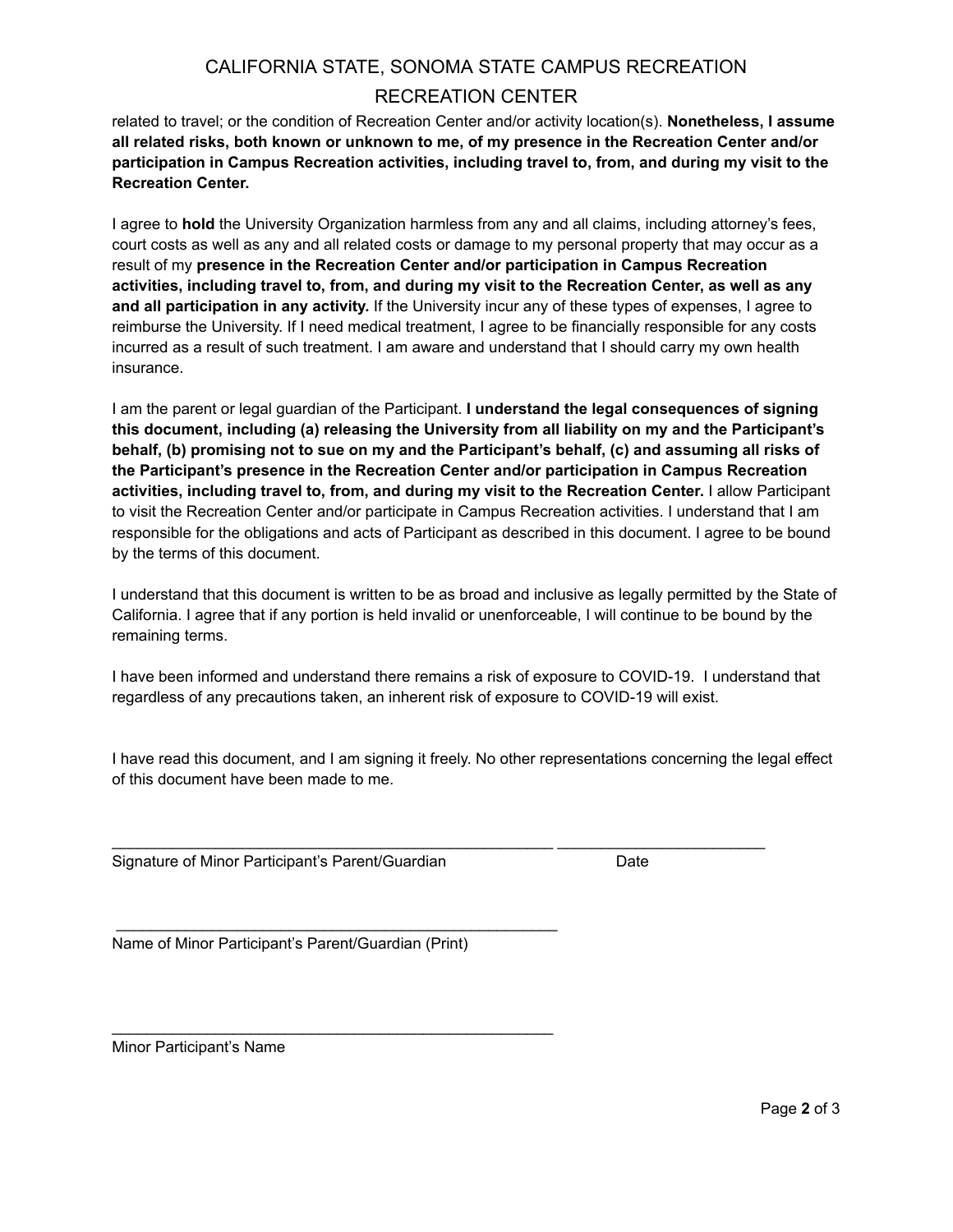related to travel; or the condition of Recreation Center and/or activity location(s). **Nonetheless, I assume all related risks, both known or unknown to me, of my presence in the Recreation Center and/or participation in Campus Recreation activities, including travel to, from, and during my visit to the Recreation Center.**

I agree to **hold** the University Organization harmless from any and all claims, including attorney's fees, court costs as well as any and all related costs or damage to my personal property that may occur as a result of my **presence in the Recreation Center and/or participation in Campus Recreation activities, including travel to, from, and during my visit to the Recreation Center, as well as any and all participation in any activity.** If the University incur any of these types of expenses, I agree to reimburse the University. If I need medical treatment, I agree to be financially responsible for any costs incurred as a result of such treatment. I am aware and understand that I should carry my own health insurance.

I am the parent or legal guardian of the Participant. **I understand the legal consequences of signing this document, including (a) releasing the University from all liability on my and the Participant's behalf, (b) promising not to sue on my and the Participant's behalf, (c) and assuming all risks of the Participant's presence in the Recreation Center and/or participation in Campus Recreation activities, including travel to, from, and during my visit to the Recreation Center.** I allow Participant to visit the Recreation Center and/or participate in Campus Recreation activities. I understand that I am responsible for the obligations and acts of Participant as described in this document. I agree to be bound by the terms of this document.

I understand that this document is written to be as broad and inclusive as legally permitted by the State of California. I agree that if any portion is held invalid or unenforceable, I will continue to be bound by the remaining terms.

I have been informed and understand there remains a risk of exposure to COVID-19. I understand that regardless of any precautions taken, an inherent risk of exposure to COVID-19 will exist.

I have read this document, and I am signing it freely. No other representations concerning the legal effect of this document have been made to me.

_____________________________________________________ ________________________

Signature of Minor Participant's Parent/Guardian Date

_____________________________________________________

Name of Minor Participant's Parent/Guardian (Print)

_____________________________________________________

Minor Participant's Name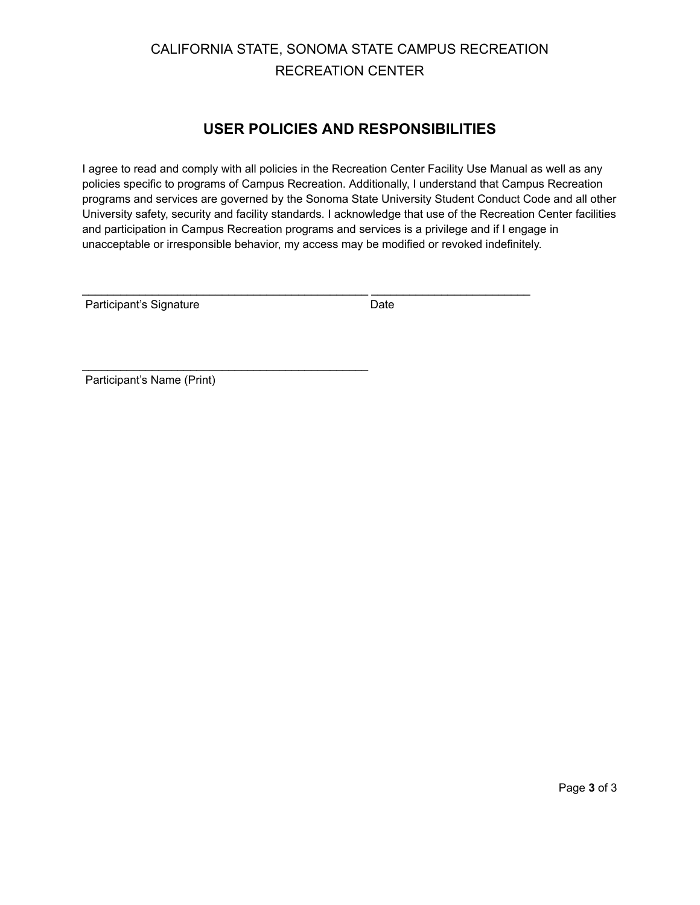CALIFORNIA STATE, SONOMA STATE CAMPUS RECREATION
RECREATION CENTER

## USER POLICIES AND RESPONSIBILITIES

I agree to read and comply with all policies in the Recreation Center Facility Use Manual as well as any policies specific to programs of Campus Recreation. Additionally, I understand that Campus Recreation programs and services are governed by the Sonoma State University Student Conduct Code and all other University safety, security and facility standards. I acknowledge that use of the Recreation Center facilities and participation in Campus Recreation programs and services is a privilege and if I engage in unacceptable or irresponsible behavior, my access may be modified or revoked indefinitely.

_____________________________________________ ________________________
Participant's Signature Date

_____________________________________________
Participant's Name (Print)